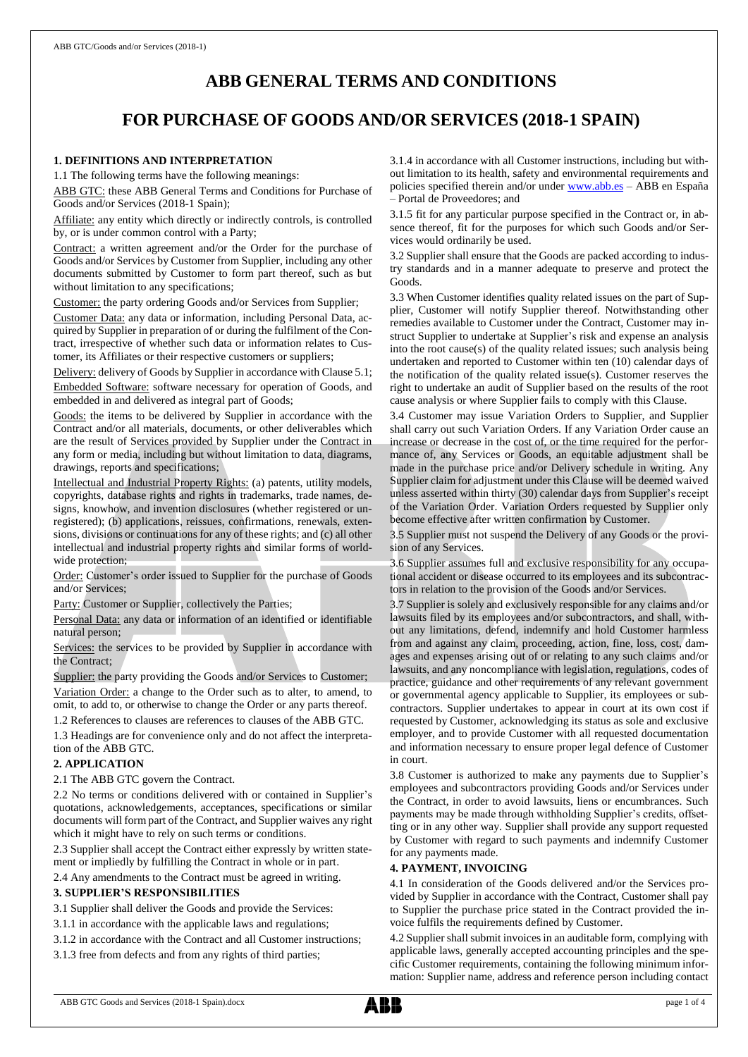# ABB GENERAL TERMS AND CONDITIONS

# FOR PURCHASE OF GOODS AND/OR SERVICES (2018-1 SPAIN)

### 1. DEFINITIONS AND INTERPRETATION

1.1 The following terms have the following meanings:

ABB GTC: these ABB General Terms and Conditions for Purchase of Goods and/or Services (2018-1 Spain);

Affiliate: any entity which directly or indirectly controls, is controlled by, or is under common control with a Party;

Contract: a written agreement and/or the Order for the purchase of Goods and/or Services by Customer from Supplier, including any other documents submitted by Customer to form part thereof, such as but without limitation to any specifications;

Customer: the party ordering Goods and/or Services from Supplier;

Customer Data: any data or information, including Personal Data, acquired by Supplier in preparation of or during the fulfilment of the Contract, irrespective of whether such data or information relates to Customer, its Affiliates or their respective customers or suppliers;

Delivery: delivery of Goods by Supplier in accordance with Clause 5.1;

Embedded Software: software necessary for operation of Goods, and embedded in and delivered as integral part of Goods;

Goods: the items to be delivered by Supplier in accordance with the Contract and/or all materials, documents, or other deliverables which are the result of Services provided by Supplier under the Contract in any form or media, including but without limitation to data, diagrams, drawings, reports and specifications;

Intellectual and Industrial Property Rights: (a) patents, utility models, copyrights, database rights and rights in trademarks, trade names, designs, knowhow, and invention disclosures (whether registered or unregistered); (b) applications, reissues, confirmations, renewals, extensions, divisions or continuations for any of these rights; and (c) all other intellectual and industrial property rights and similar forms of worldwide protection;

Order: Customer's order issued to Supplier for the purchase of Goods and/or Services;

Party: Customer or Supplier, collectively the Parties;

Personal Data: any data or information of an identified or identifiable natural person;

Services: the services to be provided by Supplier in accordance with the Contract;

Supplier: the party providing the Goods and/or Services to Customer;

Variation Order: a change to the Order such as to alter, to amend, to omit, to add to, or otherwise to change the Order or any parts thereof.

1.2 References to clauses are references to clauses of the ABB GTC.

1.3 Headings are for convenience only and do not affect the interpretation of the ABB GTC.

### 2. APPLICATION

2.1 The ABB GTC govern the Contract.

2.2 No terms or conditions delivered with or contained in Supplier's quotations, acknowledgements, acceptances, specifications or similar documents will form part of the Contract, and Supplier waives any right which it might have to rely on such terms or conditions.

2.3 Supplier shall accept the Contract either expressly by written statement or impliedly by fulfilling the Contract in whole or in part.

2.4 Any amendments to the Contract must be agreed in writing.

### 3. SUPPLIER'S RESPONSIBILITIES

3.1 Supplier shall deliver the Goods and provide the Services:

3.1.1 in accordance with the applicable laws and regulations;

3.1.2 in accordance with the Contract and all Customer instructions;

3.1.3 free from defects and from any rights of third parties;

3.1.4 in accordance with all Customer instructions, including but without limitation to its health, safety and environmental requirements and policies specified therein and/or under www.abb.es – ABB en España – Portal de Proveedores; and

3.1.5 fit for any particular purpose specified in the Contract or, in absence thereof, fit for the purposes for which such Goods and/or Services would ordinarily be used.

3.2 Supplier shall ensure that the Goods are packed according to industry standards and in a manner adequate to preserve and protect the Goods.

3.3 When Customer identifies quality related issues on the part of Supplier, Customer will notify Supplier thereof. Notwithstanding other remedies available to Customer under the Contract, Customer may instruct Supplier to undertake at Supplier's risk and expense an analysis into the root cause(s) of the quality related issues; such analysis being undertaken and reported to Customer within ten (10) calendar days of the notification of the quality related issue(s). Customer reserves the right to undertake an audit of Supplier based on the results of the root cause analysis or where Supplier fails to comply with this Clause.

3.4 Customer may issue Variation Orders to Supplier, and Supplier shall carry out such Variation Orders. If any Variation Order cause an increase or decrease in the cost of, or the time required for the performance of, any Services or Goods, an equitable adjustment shall be made in the purchase price and/or Delivery schedule in writing. Any Supplier claim for adjustment under this Clause will be deemed waived unless asserted within thirty (30) calendar days from Supplier's receipt of the Variation Order. Variation Orders requested by Supplier only become effective after written confirmation by Customer.

3.5 Supplier must not suspend the Delivery of any Goods or the provision of any Services.

3.6 Supplier assumes full and exclusive responsibility for any occupational accident or disease occurred to its employees and its subcontractors in relation to the provision of the Goods and/or Services.

3.7 Supplier is solely and exclusively responsible for any claims and/or lawsuits filed by its employees and/or subcontractors, and shall, without any limitations, defend, indemnify and hold Customer harmless from and against any claim, proceeding, action, fine, loss, cost, damages and expenses arising out of or relating to any such claims and/or lawsuits, and any noncompliance with legislation, regulations, codes of practice, guidance and other requirements of any relevant government or governmental agency applicable to Supplier, its employees or subcontractors. Supplier undertakes to appear in court at its own cost if requested by Customer, acknowledging its status as sole and exclusive employer, and to provide Customer with all requested documentation and information necessary to ensure proper legal defence of Customer in court.

3.8 Customer is authorized to make any payments due to Supplier's employees and subcontractors providing Goods and/or Services under the Contract, in order to avoid lawsuits, liens or encumbrances. Such payments may be made through withholding Supplier's credits, offsetting or in any other way. Supplier shall provide any support requested by Customer with regard to such payments and indemnify Customer for any payments made.

### 4. PAYMENT, INVOICING

4.1 In consideration of the Goods delivered and/or the Services provided by Supplier in accordance with the Contract, Customer shall pay to Supplier the purchase price stated in the Contract provided the invoice fulfils the requirements defined by Customer.

4.2 Supplier shall submit invoices in an auditable form, complying with applicable laws, generally accepted accounting principles and the specific Customer requirements, containing the following minimum information: Supplier name, address and reference person including contact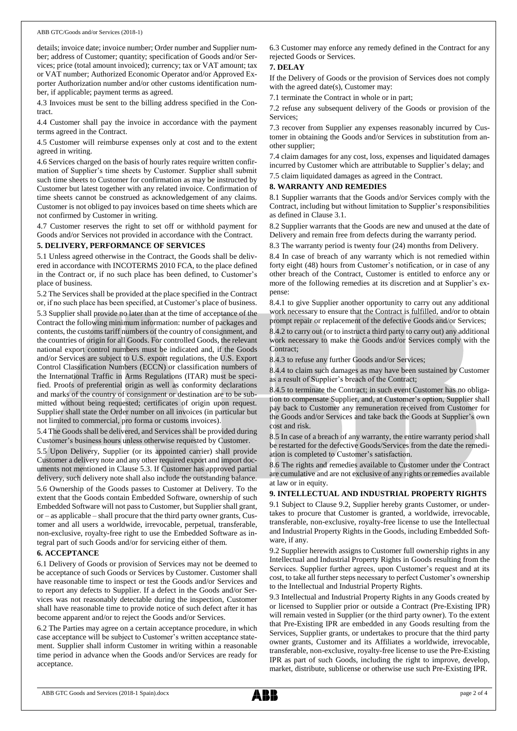details; invoice date; invoice number; Order number and Supplier number; address of Customer; quantity; specification of Goods and/or Services; price (total amount invoiced); currency; tax or VAT amount; tax or VAT number; Authorized Economic Operator and/or Approved Exporter Authorization number and/or other customs identification number, if applicable; payment terms as agreed.

4.3 Invoices must be sent to the billing address specified in the Contract.

4.4 Customer shall pay the invoice in accordance with the payment terms agreed in the Contract.

4.5 Customer will reimburse expenses only at cost and to the extent agreed in writing.

4.6 Services charged on the basis of hourly rates require written confirmation of Supplier's time sheets by Customer. Supplier shall submit such time sheets to Customer for confirmation as may be instructed by Customer but latest together with any related invoice. Confirmation of time sheets cannot be construed as acknowledgement of any claims. Customer is not obliged to pay invoices based on time sheets which are not confirmed by Customer in writing.

4.7 Customer reserves the right to set off or withhold payment for Goods and/or Services not provided in accordance with the Contract.

**5. DELIVERY, PERFORMANCE OF SERVICES**

5.1 Unless agreed otherwise in the Contract, the Goods shall be delivered in accordance with INCOTERMS 2010 FCA, to the place defined in the Contract or, if no such place has been defined, to Customer's place of business.

5.2 The Services shall be provided at the place specified in the Contract or, if no such place has been specified, at Customer's place of business.

5.3 Supplier shall provide no later than at the time of acceptance of the Contract the following minimum information: number of packages and contents, the customs tariff numbers of the country of consignment, and the countries of origin for all Goods. For controlled Goods, the relevant national export control numbers must be indicated and, if the Goods and/or Services are subject to U.S. export regulations, the U.S. Export Control Classification Numbers (ECCN) or classification numbers of the International Traffic in Arms Regulations (ITAR) must be specified. Proofs of preferential origin as well as conformity declarations and marks of the country of consignment or destination are to be submitted without being requested; certificates of origin upon request. Supplier shall state the Order number on all invoices (in particular but not limited to commercial, pro forma or customs invoices).

5.4 The Goods shall be delivered, and Services shall be provided during Customer's business hours unless otherwise requested by Customer.

5.5 Upon Delivery, Supplier (or its appointed carrier) shall provide Customer a delivery note and any other required export and import documents not mentioned in Clause 5.3. If Customer has approved partial delivery, such delivery note shall also include the outstanding balance.

5.6 Ownership of the Goods passes to Customer at Delivery. To the extent that the Goods contain Embedded Software, ownership of such Embedded Software will not pass to Customer, but Supplier shall grant, or – as applicable – shall procure that the third party owner grants, Customer and all users a worldwide, irrevocable, perpetual, transferable, non-exclusive, royalty-free right to use the Embedded Software as integral part of such Goods and/or for servicing either of them.

**6. ACCEPTANCE**

6.1 Delivery of Goods or provision of Services may not be deemed to be acceptance of such Goods or Services by Customer. Customer shall have reasonable time to inspect or test the Goods and/or Services and to report any defects to Supplier. If a defect in the Goods and/or Services was not reasonably detectable during the inspection, Customer shall have reasonable time to provide notice of such defect after it has become apparent and/or to reject the Goods and/or Services.

6.2 The Parties may agree on a certain acceptance procedure, in which case acceptance will be subject to Customer's written acceptance statement. Supplier shall inform Customer in writing within a reasonable time period in advance when the Goods and/or Services are ready for acceptance.

6.3 Customer may enforce any remedy defined in the Contract for any rejected Goods or Services.

**7. DELAY**

If the Delivery of Goods or the provision of Services does not comply with the agreed date(s), Customer may:

7.1 terminate the Contract in whole or in part;

7.2 refuse any subsequent delivery of the Goods or provision of the Services;

7.3 recover from Supplier any expenses reasonably incurred by Customer in obtaining the Goods and/or Services in substitution from another supplier;

7.4 claim damages for any cost, loss, expenses and liquidated damages incurred by Customer which are attributable to Supplier's delay; and

7.5 claim liquidated damages as agreed in the Contract.

**8. WARRANTY AND REMEDIES**

8.1 Supplier warrants that the Goods and/or Services comply with the Contract, including but without limitation to Supplier's responsibilities as defined in Clause 3.1.

8.2 Supplier warrants that the Goods are new and unused at the date of Delivery and remain free from defects during the warranty period.

8.3 The warranty period is twenty four (24) months from Delivery.

8.4 In case of breach of any warranty which is not remedied within forty eight (48) hours from Customer's notification, or in case of any other breach of the Contract, Customer is entitled to enforce any or more of the following remedies at its discretion and at Supplier's expense:

8.4.1 to give Supplier another opportunity to carry out any additional work necessary to ensure that the Contract is fulfilled, and/or to obtain prompt repair or replacement of the defective Goods and/or Services;

8.4.2 to carry out (or to instruct a third party to carry out) any additional work necessary to make the Goods and/or Services comply with the Contract;

8.4.3 to refuse any further Goods and/or Services;

8.4.4 to claim such damages as may have been sustained by Customer as a result of Supplier's breach of the Contract;

8.4.5 to terminate the Contract; in such event Customer has no obligation to compensate Supplier, and, at Customer's option, Supplier shall pay back to Customer any remuneration received from Customer for the Goods and/or Services and take back the Goods at Supplier's own cost and risk.

8.5 In case of a breach of any warranty, the entire warranty period shall be restarted for the defective Goods/Services from the date the remediation is completed to Customer's satisfaction.

8.6 The rights and remedies available to Customer under the Contract are cumulative and are not exclusive of any rights or remedies available at law or in equity.

**9. INTELLECTUAL AND INDUSTRIAL PROPERTY RIGHTS**

9.1 Subject to Clause 9.2, Supplier hereby grants Customer, or undertakes to procure that Customer is granted, a worldwide, irrevocable, transferable, non-exclusive, royalty-free license to use the Intellectual and Industrial Property Rights in the Goods, including Embedded Software, if any.

9.2 Supplier herewith assigns to Customer full ownership rights in any Intellectual and Industrial Property Rights in Goods resulting from the Services. Supplier further agrees, upon Customer's request and at its cost, to take all further steps necessary to perfect Customer's ownership to the Intellectual and Industrial Property Rights.

9.3 Intellectual and Industrial Property Rights in any Goods created by or licensed to Supplier prior or outside a Contract (Pre-Existing IPR) will remain vested in Supplier (or the third party owner). To the extent that Pre-Existing IPR are embedded in any Goods resulting from the Services, Supplier grants, or undertakes to procure that the third party owner grants, Customer and its Affiliates a worldwide, irrevocable, transferable, non-exclusive, royalty-free license to use the Pre-Existing IPR as part of such Goods, including the right to improve, develop, market, distribute, sublicense or otherwise use such Pre-Existing IPR.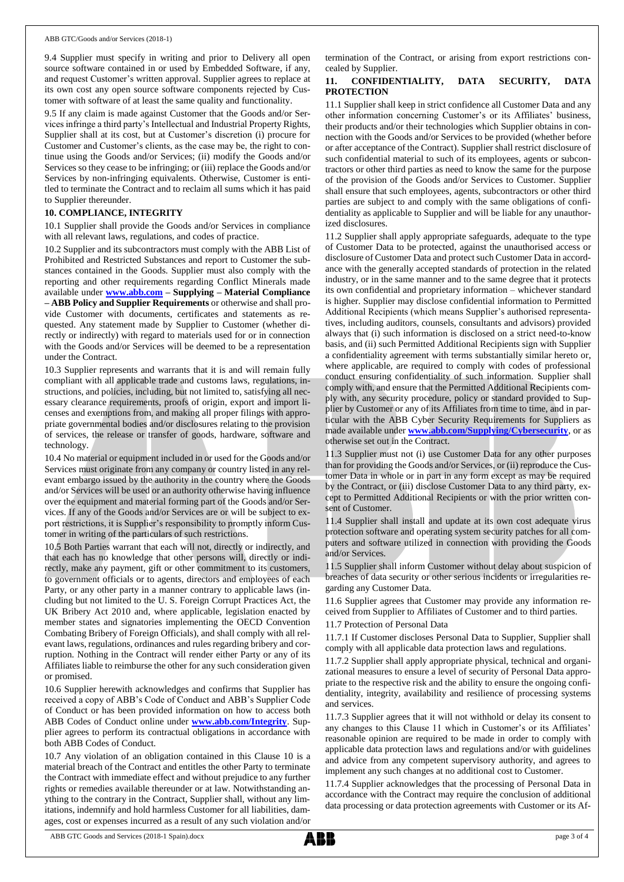9.4 Supplier must specify in writing and prior to Delivery all open source software contained in or used by Embedded Software, if any, and request Customer's written approval. Supplier agrees to replace at its own cost any open source software components rejected by Customer with software of at least the same quality and functionality.

9.5 If any claim is made against Customer that the Goods and/or Services infringe a third party's Intellectual and Industrial Property Rights, Supplier shall at its cost, but at Customer's discretion (i) procure for Customer and Customer's clients, as the case may be, the right to continue using the Goods and/or Services; (ii) modify the Goods and/or Services so they cease to be infringing; or (iii) replace the Goods and/or Services by non-infringing equivalents. Otherwise, Customer is entitled to terminate the Contract and to reclaim all sums which it has paid to Supplier thereunder.

## 10. COMPLIANCE, INTEGRITY

10.1 Supplier shall provide the Goods and/or Services in compliance with all relevant laws, regulations, and codes of practice.

10.2 Supplier and its subcontractors must comply with the ABB List of Prohibited and Restricted Substances and report to Customer the substances contained in the Goods. Supplier must also comply with the reporting and other requirements regarding Conflict Minerals made available under **www.abb.com – Supplying – Material Compliance – ABB Policy and Supplier Requirements** or otherwise and shall provide Customer with documents, certificates and statements as requested. Any statement made by Supplier to Customer (whether directly or indirectly) with regard to materials used for or in connection with the Goods and/or Services will be deemed to be a representation under the Contract.

10.3 Supplier represents and warrants that it is and will remain fully compliant with all applicable trade and customs laws, regulations, instructions, and policies, including, but not limited to, satisfying all necessary clearance requirements, proofs of origin, export and import licenses and exemptions from, and making all proper filings with appropriate governmental bodies and/or disclosures relating to the provision of services, the release or transfer of goods, hardware, software and technology.

10.4 No material or equipment included in or used for the Goods and/or Services must originate from any company or country listed in any relevant embargo issued by the authority in the country where the Goods and/or Services will be used or an authority otherwise having influence over the equipment and material forming part of the Goods and/or Services. If any of the Goods and/or Services are or will be subject to export restrictions, it is Supplier's responsibility to promptly inform Customer in writing of the particulars of such restrictions.

10.5 Both Parties warrant that each will not, directly or indirectly, and that each has no knowledge that other persons will, directly or indirectly, make any payment, gift or other commitment to its customers, to government officials or to agents, directors and employees of each Party, or any other party in a manner contrary to applicable laws (including but not limited to the U. S. Foreign Corrupt Practices Act, the UK Bribery Act 2010 and, where applicable, legislation enacted by member states and signatories implementing the OECD Convention Combating Bribery of Foreign Officials), and shall comply with all relevant laws, regulations, ordinances and rules regarding bribery and corruption. Nothing in the Contract will render either Party or any of its Affiliates liable to reimburse the other for any such consideration given or promised.

10.6 Supplier herewith acknowledges and confirms that Supplier has received a copy of ABB's Code of Conduct and ABB's Supplier Code of Conduct or has been provided information on how to access both ABB Codes of Conduct online under **www.abb.com/Integrity**. Supplier agrees to perform its contractual obligations in accordance with both ABB Codes of Conduct.

10.7 Any violation of an obligation contained in this Clause 10 is a material breach of the Contract and entitles the other Party to terminate the Contract with immediate effect and without prejudice to any further rights or remedies available thereunder or at law. Notwithstanding anything to the contrary in the Contract, Supplier shall, without any limitations, indemnify and hold harmless Customer for all liabilities, damages, cost or expenses incurred as a result of any such violation and/or termination of the Contract, or arising from export restrictions concealed by Supplier.

## 11. CONFIDENTIALITY, DATA SECURITY, DATA PROTECTION

11.1 Supplier shall keep in strict confidence all Customer Data and any other information concerning Customer's or its Affiliates' business, their products and/or their technologies which Supplier obtains in connection with the Goods and/or Services to be provided (whether before or after acceptance of the Contract). Supplier shall restrict disclosure of such confidential material to such of its employees, agents or subcontractors or other third parties as need to know the same for the purpose of the provision of the Goods and/or Services to Customer. Supplier shall ensure that such employees, agents, subcontractors or other third parties are subject to and comply with the same obligations of confidentiality as applicable to Supplier and will be liable for any unauthorized disclosures.

11.2 Supplier shall apply appropriate safeguards, adequate to the type of Customer Data to be protected, against the unauthorised access or disclosure of Customer Data and protect such Customer Data in accordance with the generally accepted standards of protection in the related industry, or in the same manner and to the same degree that it protects its own confidential and proprietary information – whichever standard is higher. Supplier may disclose confidential information to Permitted Additional Recipients (which means Supplier's authorised representatives, including auditors, counsels, consultants and advisors) provided always that (i) such information is disclosed on a strict need-to-know basis, and (ii) such Permitted Additional Recipients sign with Supplier a confidentiality agreement with terms substantially similar hereto or, where applicable, are required to comply with codes of professional conduct ensuring confidentiality of such information. Supplier shall comply with, and ensure that the Permitted Additional Recipients comply with, any security procedure, policy or standard provided to Supplier by Customer or any of its Affiliates from time to time, and in particular with the ABB Cyber Security Requirements for Suppliers as made available under **www.abb.com/Supplying/Cybersecurity**, or as otherwise set out in the Contract.

11.3 Supplier must not (i) use Customer Data for any other purposes than for providing the Goods and/or Services, or (ii) reproduce the Customer Data in whole or in part in any form except as may be required by the Contract, or (iii) disclose Customer Data to any third party, except to Permitted Additional Recipients or with the prior written consent of Customer.

11.4 Supplier shall install and update at its own cost adequate virus protection software and operating system security patches for all computers and software utilized in connection with providing the Goods and/or Services.

11.5 Supplier shall inform Customer without delay about suspicion of breaches of data security or other serious incidents or irregularities regarding any Customer Data.

11.6 Supplier agrees that Customer may provide any information received from Supplier to Affiliates of Customer and to third parties.

11.7 Protection of Personal Data

11.7.1 If Customer discloses Personal Data to Supplier, Supplier shall comply with all applicable data protection laws and regulations.

11.7.2 Supplier shall apply appropriate physical, technical and organizational measures to ensure a level of security of Personal Data appropriate to the respective risk and the ability to ensure the ongoing confidentiality, integrity, availability and resilience of processing systems and services.

11.7.3 Supplier agrees that it will not withhold or delay its consent to any changes to this Clause 11 which in Customer's or its Affiliates' reasonable opinion are required to be made in order to comply with applicable data protection laws and regulations and/or with guidelines and advice from any competent supervisory authority, and agrees to implement any such changes at no additional cost to Customer.

11.7.4 Supplier acknowledges that the processing of Personal Data in accordance with the Contract may require the conclusion of additional data processing or data protection agreements with Customer or its Af-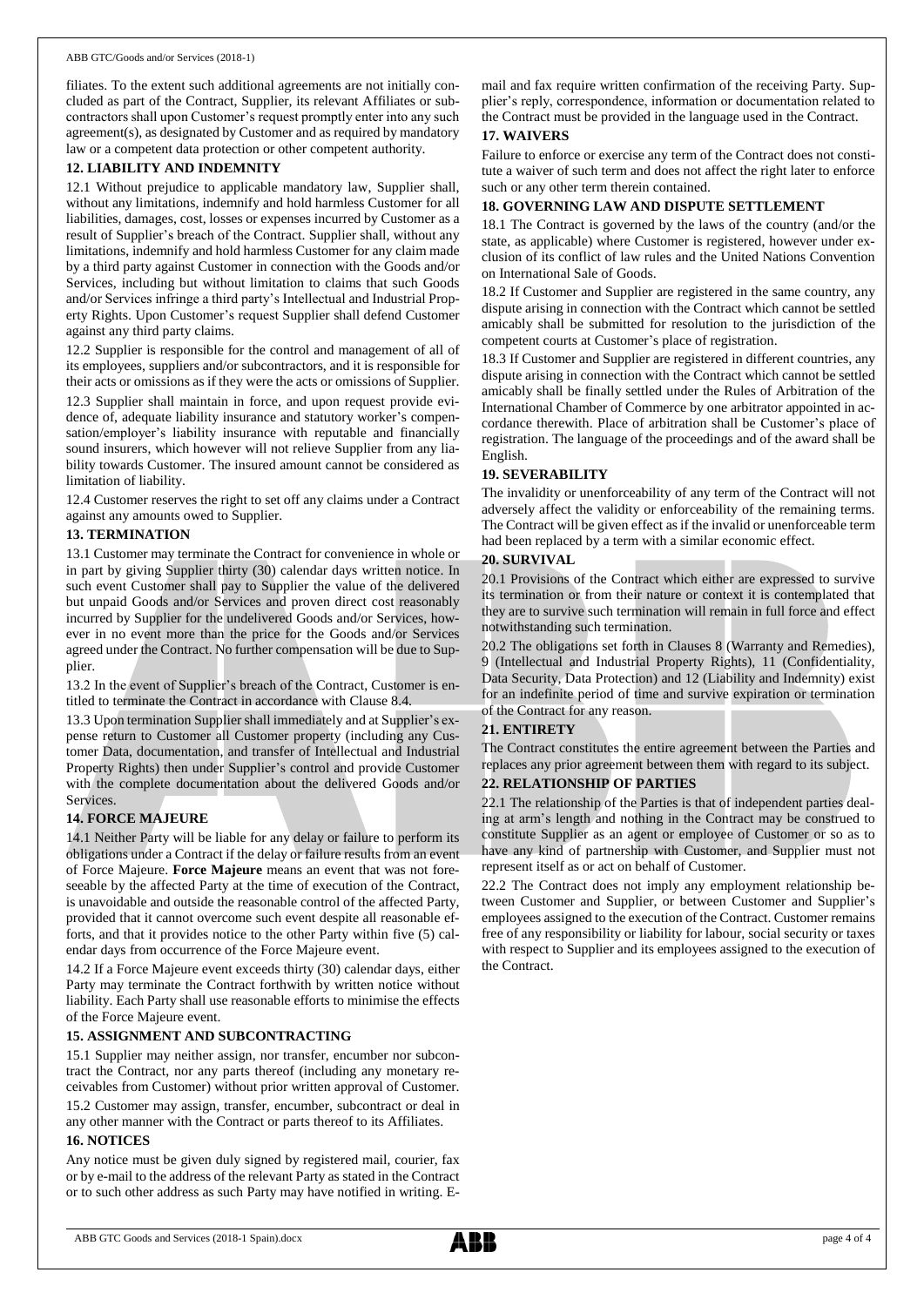filiates. To the extent such additional agreements are not initially concluded as part of the Contract, Supplier, its relevant Affiliates or subcontractors shall upon Customer's request promptly enter into any such agreement(s), as designated by Customer and as required by mandatory law or a competent data protection or other competent authority.

**12. LIABILITY AND INDEMNITY**

12.1 Without prejudice to applicable mandatory law, Supplier shall, without any limitations, indemnify and hold harmless Customer for all liabilities, damages, cost, losses or expenses incurred by Customer as a result of Supplier's breach of the Contract. Supplier shall, without any limitations, indemnify and hold harmless Customer for any claim made by a third party against Customer in connection with the Goods and/or Services, including but without limitation to claims that such Goods and/or Services infringe a third party's Intellectual and Industrial Property Rights. Upon Customer's request Supplier shall defend Customer against any third party claims.

12.2 Supplier is responsible for the control and management of all of its employees, suppliers and/or subcontractors, and it is responsible for their acts or omissions as if they were the acts or omissions of Supplier.

12.3 Supplier shall maintain in force, and upon request provide evidence of, adequate liability insurance and statutory worker's compensation/employer's liability insurance with reputable and financially sound insurers, which however will not relieve Supplier from any liability towards Customer. The insured amount cannot be considered as limitation of liability.

12.4 Customer reserves the right to set off any claims under a Contract against any amounts owed to Supplier.

**13. TERMINATION**

13.1 Customer may terminate the Contract for convenience in whole or in part by giving Supplier thirty (30) calendar days written notice. In such event Customer shall pay to Supplier the value of the delivered but unpaid Goods and/or Services and proven direct cost reasonably incurred by Supplier for the undelivered Goods and/or Services, however in no event more than the price for the Goods and/or Services agreed under the Contract. No further compensation will be due to Supplier.

13.2 In the event of Supplier's breach of the Contract, Customer is entitled to terminate the Contract in accordance with Clause 8.4.

13.3 Upon termination Supplier shall immediately and at Supplier's expense return to Customer all Customer property (including any Customer Data, documentation, and transfer of Intellectual and Industrial Property Rights) then under Supplier's control and provide Customer with the complete documentation about the delivered Goods and/or Services.

**14. FORCE MAJEURE**

14.1 Neither Party will be liable for any delay or failure to perform its obligations under a Contract if the delay or failure results from an event of Force Majeure. **Force Majeure** means an event that was not foreseeable by the affected Party at the time of execution of the Contract, is unavoidable and outside the reasonable control of the affected Party, provided that it cannot overcome such event despite all reasonable efforts, and that it provides notice to the other Party within five (5) calendar days from occurrence of the Force Majeure event.

14.2 If a Force Majeure event exceeds thirty (30) calendar days, either Party may terminate the Contract forthwith by written notice without liability. Each Party shall use reasonable efforts to minimise the effects of the Force Majeure event.

**15. ASSIGNMENT AND SUBCONTRACTING**

15.1 Supplier may neither assign, nor transfer, encumber nor subcontract the Contract, nor any parts thereof (including any monetary receivables from Customer) without prior written approval of Customer.

15.2 Customer may assign, transfer, encumber, subcontract or deal in any other manner with the Contract or parts thereof to its Affiliates.

**16. NOTICES**

Any notice must be given duly signed by registered mail, courier, fax or by e-mail to the address of the relevant Party as stated in the Contract or to such other address as such Party may have notified in writing. E-mail and fax require written confirmation of the receiving Party. Supplier's reply, correspondence, information or documentation related to the Contract must be provided in the language used in the Contract.

**17. WAIVERS**

Failure to enforce or exercise any term of the Contract does not constitute a waiver of such term and does not affect the right later to enforce such or any other term therein contained.

**18. GOVERNING LAW AND DISPUTE SETTLEMENT**

18.1 The Contract is governed by the laws of the country (and/or the state, as applicable) where Customer is registered, however under exclusion of its conflict of law rules and the United Nations Convention on International Sale of Goods.

18.2 If Customer and Supplier are registered in the same country, any dispute arising in connection with the Contract which cannot be settled amicably shall be submitted for resolution to the jurisdiction of the competent courts at Customer's place of registration.

18.3 If Customer and Supplier are registered in different countries, any dispute arising in connection with the Contract which cannot be settled amicably shall be finally settled under the Rules of Arbitration of the International Chamber of Commerce by one arbitrator appointed in accordance therewith. Place of arbitration shall be Customer's place of registration. The language of the proceedings and of the award shall be English.

**19. SEVERABILITY**

The invalidity or unenforceability of any term of the Contract will not adversely affect the validity or enforceability of the remaining terms. The Contract will be given effect as if the invalid or unenforceable term had been replaced by a term with a similar economic effect.

**20. SURVIVAL**

20.1 Provisions of the Contract which either are expressed to survive its termination or from their nature or context it is contemplated that they are to survive such termination will remain in full force and effect notwithstanding such termination.

20.2 The obligations set forth in Clauses 8 (Warranty and Remedies), 9 (Intellectual and Industrial Property Rights), 11 (Confidentiality, Data Security, Data Protection) and 12 (Liability and Indemnity) exist for an indefinite period of time and survive expiration or termination of the Contract for any reason.

**21. ENTIRETY**

The Contract constitutes the entire agreement between the Parties and replaces any prior agreement between them with regard to its subject.

**22. RELATIONSHIP OF PARTIES**

22.1 The relationship of the Parties is that of independent parties dealing at arm's length and nothing in the Contract may be construed to constitute Supplier as an agent or employee of Customer or so as to have any kind of partnership with Customer, and Supplier must not represent itself as or act on behalf of Customer.

22.2 The Contract does not imply any employment relationship between Customer and Supplier, or between Customer and Supplier's employees assigned to the execution of the Contract. Customer remains free of any responsibility or liability for labour, social security or taxes with respect to Supplier and its employees assigned to the execution of the Contract.